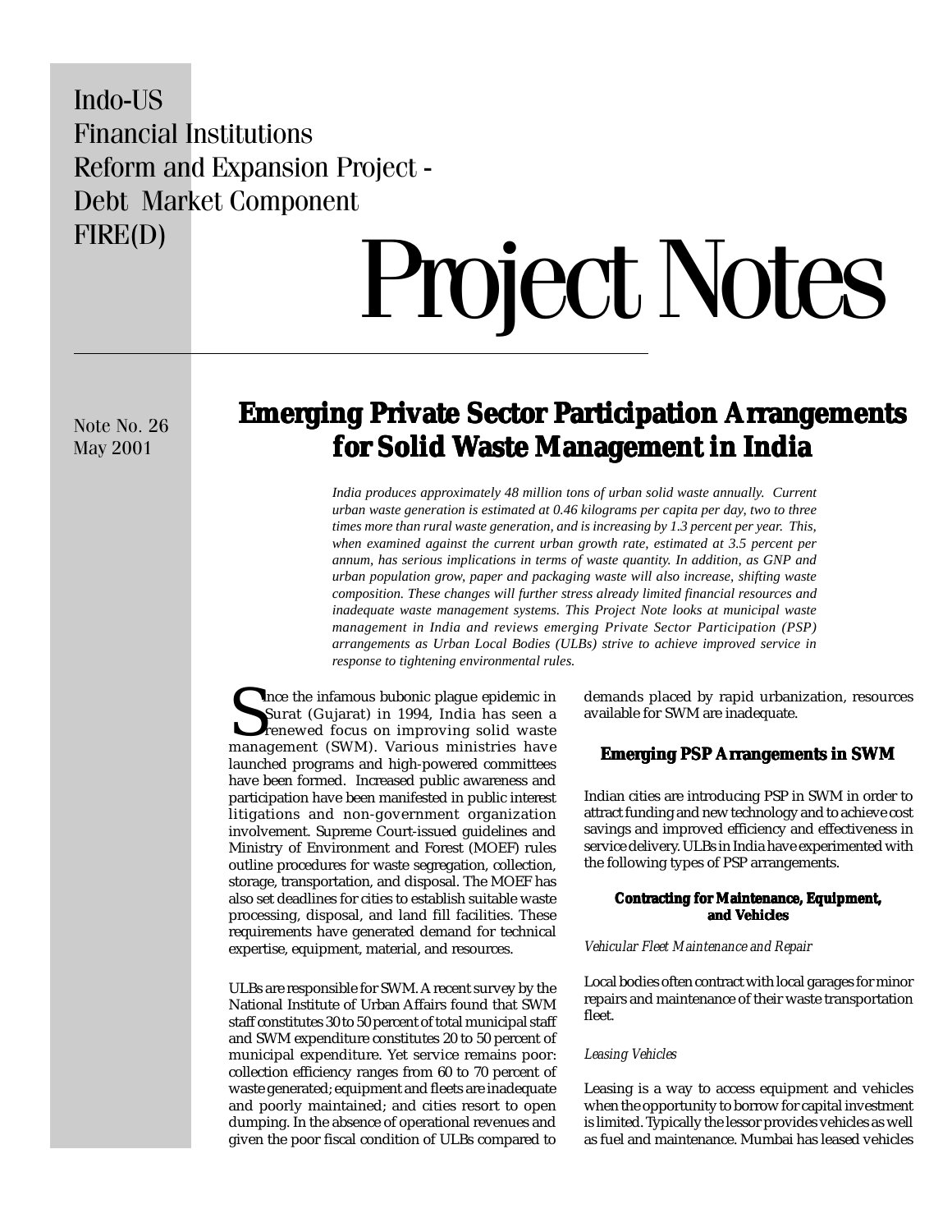Indo-US
Financial Institutions
Reform and Expansion Project -
Debt Market Component
FIRE(D)

# Project Notes

Note No. 26
May 2001

## Emerging Private Sector Participation Arrangements for Solid Waste Management in India

*India produces approximately 48 million tons of urban solid waste annually. Current urban waste generation is estimated at 0.46 kilograms per capita per day, two to three times more than rural waste generation, and is increasing by 1.3 percent per year. This, when examined against the current urban growth rate, estimated at 3.5 percent per annum, has serious implications in terms of waste quantity. In addition, as GNP and urban population grow, paper and packaging waste will also increase, shifting waste composition. These changes will further stress already limited financial resources and inadequate waste management systems. This Project Note looks at municipal waste management in India and reviews emerging Private Sector Participation (PSP) arrangements as Urban Local Bodies (ULBs) strive to achieve improved service in response to tightening environmental rules.*

Since the infamous bubonic plague epidemic in Surat (Gujarat) in 1994, India has seen a renewed focus on improving solid waste management (SWM). Various ministries have launched programs and high-powered committees have been formed. Increased public awareness and participation have been manifested in public interest litigations and non-government organization involvement. Supreme Court-issued guidelines and Ministry of Environment and Forest (MOEF) rules outline procedures for waste segregation, collection, storage, transportation, and disposal. The MOEF has also set deadlines for cities to establish suitable waste processing, disposal, and land fill facilities. These requirements have generated demand for technical expertise, equipment, material, and resources.

ULBs are responsible for SWM. A recent survey by the National Institute of Urban Affairs found that SWM staff constitutes 30 to 50 percent of total municipal staff and SWM expenditure constitutes 20 to 50 percent of municipal expenditure. Yet service remains poor: collection efficiency ranges from 60 to 70 percent of waste generated; equipment and fleets are inadequate and poorly maintained; and cities resort to open dumping. In the absence of operational revenues and given the poor fiscal condition of ULBs compared to demands placed by rapid urbanization, resources available for SWM are inadequate.

### Emerging PSP Arrangements in SWM

Indian cities are introducing PSP in SWM in order to attract funding and new technology and to achieve cost savings and improved efficiency and effectiveness in service delivery. ULBs in India have experimented with the following types of PSP arrangements.

#### Contracting for Maintenance, Equipment, and Vehicles

*Vehicular Fleet Maintenance and Repair*

Local bodies often contract with local garages for minor repairs and maintenance of their waste transportation fleet.

*Leasing Vehicles*

Leasing is a way to access equipment and vehicles when the opportunity to borrow for capital investment is limited. Typically the lessor provides vehicles as well as fuel and maintenance. Mumbai has leased vehicles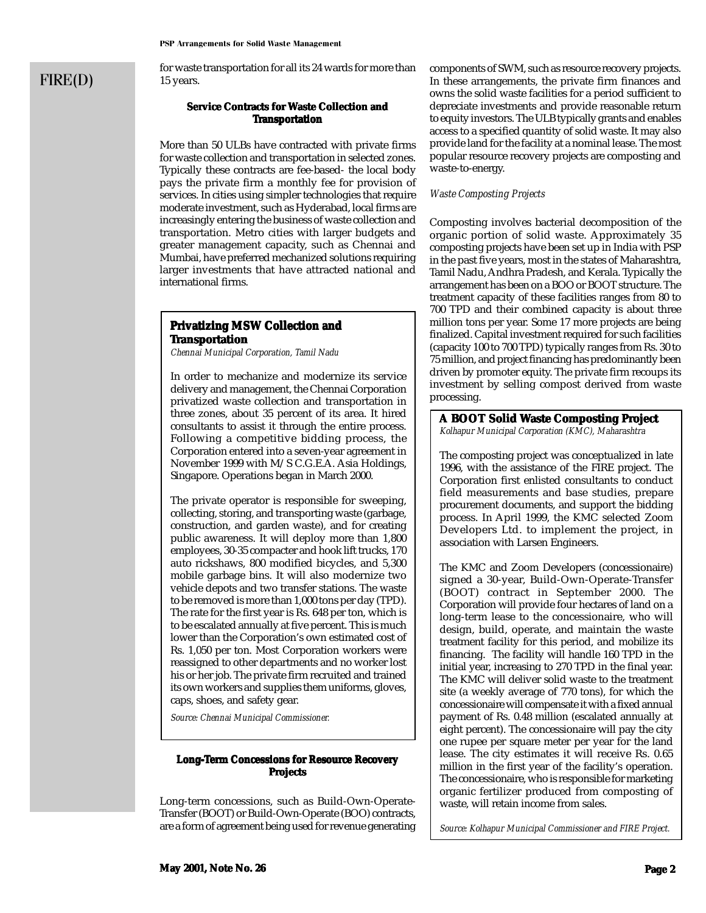for waste transportation for all its 24 wards for more than 15 years.

### Service Contracts for Waste Collection and Transportation

More than 50 ULBs have contracted with private firms for waste collection and transportation in selected zones. Typically these contracts are fee-based- the local body pays the private firm a monthly fee for provision of services. In cities using simpler technologies that require moderate investment, such as Hyderabad, local firms are increasingly entering the business of waste collection and transportation. Metro cities with larger budgets and greater management capacity, such as Chennai and Mumbai, have preferred mechanized solutions requiring larger investments that have attracted national and international firms.

> **Privatizing MSW Collection and Transportation**
>
> *Chennai Municipal Corporation, Tamil Nadu*
>
> In order to mechanize and modernize its service delivery and management, the Chennai Corporation privatized waste collection and transportation in three zones, about 35 percent of its area. It hired consultants to assist it through the entire process. Following a competitive bidding process, the Corporation entered into a seven-year agreement in November 1999 with M/S C.G.E.A. Asia Holdings, Singapore. Operations began in March 2000.
>
> The private operator is responsible for sweeping, collecting, storing, and transporting waste (garbage, construction, and garden waste), and for creating public awareness. It will deploy more than 1,800 employees, 30-35 compacter and hook lift trucks, 170 auto rickshaws, 800 modified bicycles, and 5,300 mobile garbage bins. It will also modernize two vehicle depots and two transfer stations. The waste to be removed is more than 1,000 tons per day (TPD). The rate for the first year is Rs. 648 per ton, which is to be escalated annually at five percent. This is much lower than the Corporation's own estimated cost of Rs. 1,050 per ton. Most Corporation workers were reassigned to other departments and no worker lost his or her job. The private firm recruited and trained its own workers and supplies them uniforms, gloves, caps, shoes, and safety gear.
>
> *Source: Chennai Municipal Commissioner.*

### Long-Term Concessions for Resource Recovery Projects

Long-term concessions, such as Build-Own-Operate-Transfer (BOOT) or Build-Own-Operate (BOO) contracts, are a form of agreement being used for revenue generating components of SWM, such as resource recovery projects. In these arrangements, the private firm finances and owns the solid waste facilities for a period sufficient to depreciate investments and provide reasonable return to equity investors. The ULB typically grants and enables access to a specified quantity of solid waste. It may also provide land for the facility at a nominal lease. The most popular resource recovery projects are composting and waste-to-energy.

*Waste Composting Projects*

Composting involves bacterial decomposition of the organic portion of solid waste. Approximately 35 composting projects have been set up in India with PSP in the past five years, most in the states of Maharashtra, Tamil Nadu, Andhra Pradesh, and Kerala. Typically the arrangement has been on a BOO or BOOT structure. The treatment capacity of these facilities ranges from 80 to 700 TPD and their combined capacity is about three million tons per year. Some 17 more projects are being finalized. Capital investment required for such facilities (capacity 100 to 700 TPD) typically ranges from Rs. 30 to 75 million, and project financing has predominantly been driven by promoter equity. The private firm recoups its investment by selling compost derived from waste processing.

> **A BOOT Solid Waste Composting Project**
>
> *Kolhapur Municipal Corporation (KMC), Maharashtra*
>
> The composting project was conceptualized in late 1996, with the assistance of the FIRE project. The Corporation first enlisted consultants to conduct field measurements and base studies, prepare procurement documents, and support the bidding process. In April 1999, the KMC selected Zoom Developers Ltd. to implement the project, in association with Larsen Engineers.
>
> The KMC and Zoom Developers (concessionaire) signed a 30-year, Build-Own-Operate-Transfer (BOOT) contract in September 2000. The Corporation will provide four hectares of land on a long-term lease to the concessionaire, who will design, build, operate, and maintain the waste treatment facility for this period, and mobilize its financing. The facility will handle 160 TPD in the initial year, increasing to 270 TPD in the final year. The KMC will deliver solid waste to the treatment site (a weekly average of 770 tons), for which the concessionaire will compensate it with a fixed annual payment of Rs. 0.48 million (escalated annually at eight percent). The concessionaire will pay the city one rupee per square meter per year for the land lease. The city estimates it will receive Rs. 0.65 million in the first year of the facility's operation. The concessionaire, who is responsible for marketing organic fertilizer produced from composting of waste, will retain income from sales.
>
> *Source: Kolhapur Municipal Commissioner and FIRE Project.*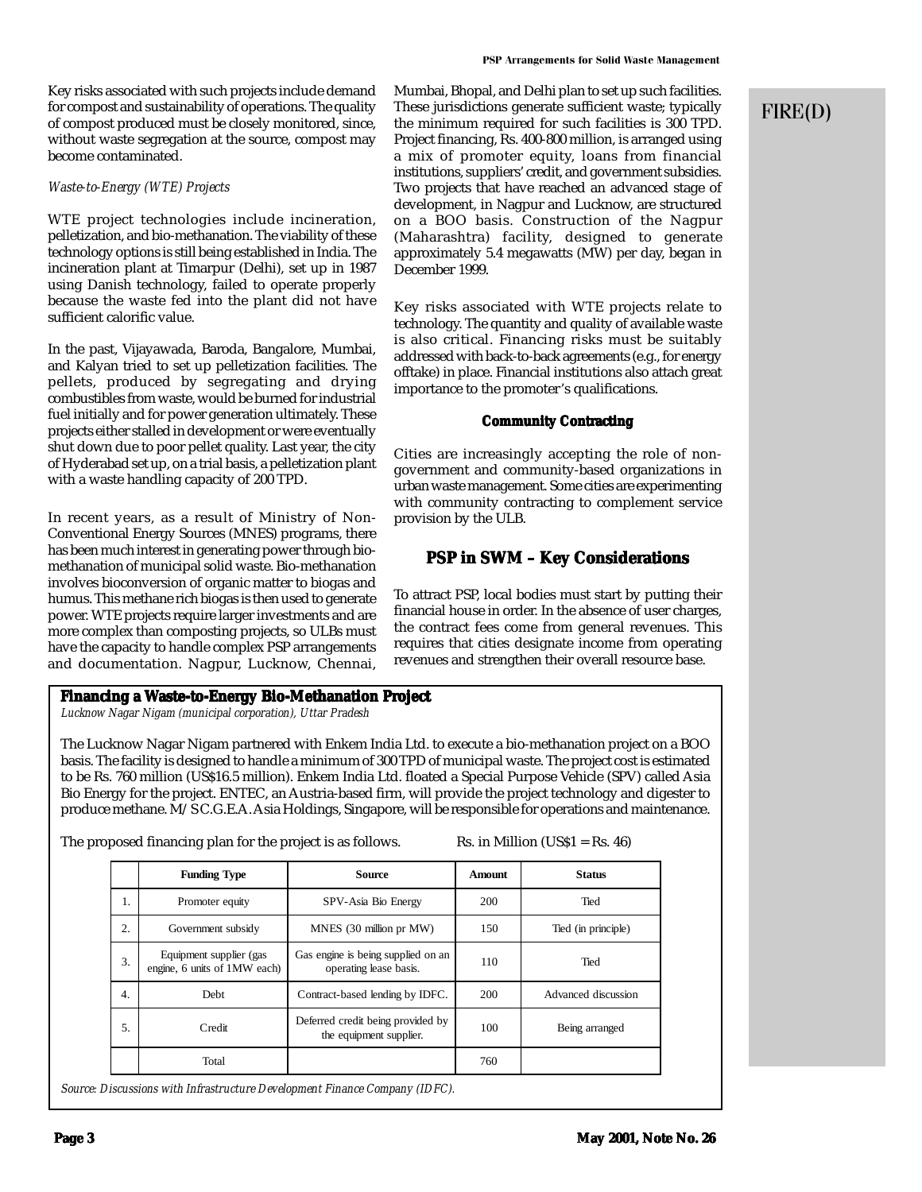Key risks associated with such projects include demand for compost and sustainability of operations. The quality of compost produced must be closely monitored, since, without waste segregation at the source, compost may become contaminated.

*Waste-to-Energy (WTE) Projects*

WTE project technologies include incineration, pelletization, and bio-methanation. The viability of these technology options is still being established in India. The incineration plant at Timarpur (Delhi), set up in 1987 using Danish technology, failed to operate properly because the waste fed into the plant did not have sufficient calorific value.

In the past, Vijayawada, Baroda, Bangalore, Mumbai, and Kalyan tried to set up pelletization facilities. The pellets, produced by segregating and drying combustibles from waste, would be burned for industrial fuel initially and for power generation ultimately. These projects either stalled in development or were eventually shut down due to poor pellet quality. Last year, the city of Hyderabad set up, on a trial basis, a pelletization plant with a waste handling capacity of 200 TPD.

In recent years, as a result of Ministry of Non-Conventional Energy Sources (MNES) programs, there has been much interest in generating power through bio-methanation of municipal solid waste. Bio-methanation involves bioconversion of organic matter to biogas and humus. This methane rich biogas is then used to generate power. WTE projects require larger investments and are more complex than composting projects, so ULBs must have the capacity to handle complex PSP arrangements and documentation. Nagpur, Lucknow, Chennai, Mumbai, Bhopal, and Delhi plan to set up such facilities. These jurisdictions generate sufficient waste; typically the minimum required for such facilities is 300 TPD. Project financing, Rs. 400-800 million, is arranged using a mix of promoter equity, loans from financial institutions, suppliers' credit, and government subsidies. Two projects that have reached an advanced stage of development, in Nagpur and Lucknow, are structured on a BOO basis. Construction of the Nagpur (Maharashtra) facility, designed to generate approximately 5.4 megawatts (MW) per day, began in December 1999.

Key risks associated with WTE projects relate to technology. The quantity and quality of available waste is also critical. Financing risks must be suitably addressed with back-to-back agreements (e.g., for energy offtake) in place. Financial institutions also attach great importance to the promoter's qualifications.

### Community Contracting

Cities are increasingly accepting the role of non-government and community-based organizations in urban waste management. Some cities are experimenting with community contracting to complement service provision by the ULB.

## PSP in SWM – Key Considerations

To attract PSP, local bodies must start by putting their financial house in order. In the absence of user charges, the contract fees come from general revenues. This requires that cities designate income from operating revenues and strengthen their overall resource base.

### Financing a Waste-to-Energy Bio-Methanation Project

*Lucknow Nagar Nigam (municipal corporation), Uttar Pradesh*

The Lucknow Nagar Nigam partnered with Enkem India Ltd. to execute a bio-methanation project on a BOO basis. The facility is designed to handle a minimum of 300 TPD of municipal waste. The project cost is estimated to be Rs. 760 million (US$16.5 million). Enkem India Ltd. floated a Special Purpose Vehicle (SPV) called Asia Bio Energy for the project. ENTEC, an Austria-based firm, will provide the project technology and digester to produce methane. M/S C.G.E.A. Asia Holdings, Singapore, will be responsible for operations and maintenance.

The proposed financing plan for the project is as follows. Rs. in Million (US$1 = Rs. 46)

| | Funding Type | Source | Amount | Status |
|---|---|---|---|---|
| 1. | Promoter equity | SPV-Asia Bio Energy | 200 | Tied |
| 2. | Government subsidy | MNES (30 million pr MW) | 150 | Tied (in principle) |
| 3. | Equipment supplier (gas engine, 6 units of 1MW each) | Gas engine is being supplied on an operating lease basis. | 110 | Tied |
| 4. | Debt | Contract-based lending by IDFC. | 200 | Advanced discussion |
| 5. | Credit | Deferred credit being provided by the equipment supplier. | 100 | Being arranged |
| | Total | | 760 | |

*Source: Discussions with Infrastructure Development Finance Company (IDFC).*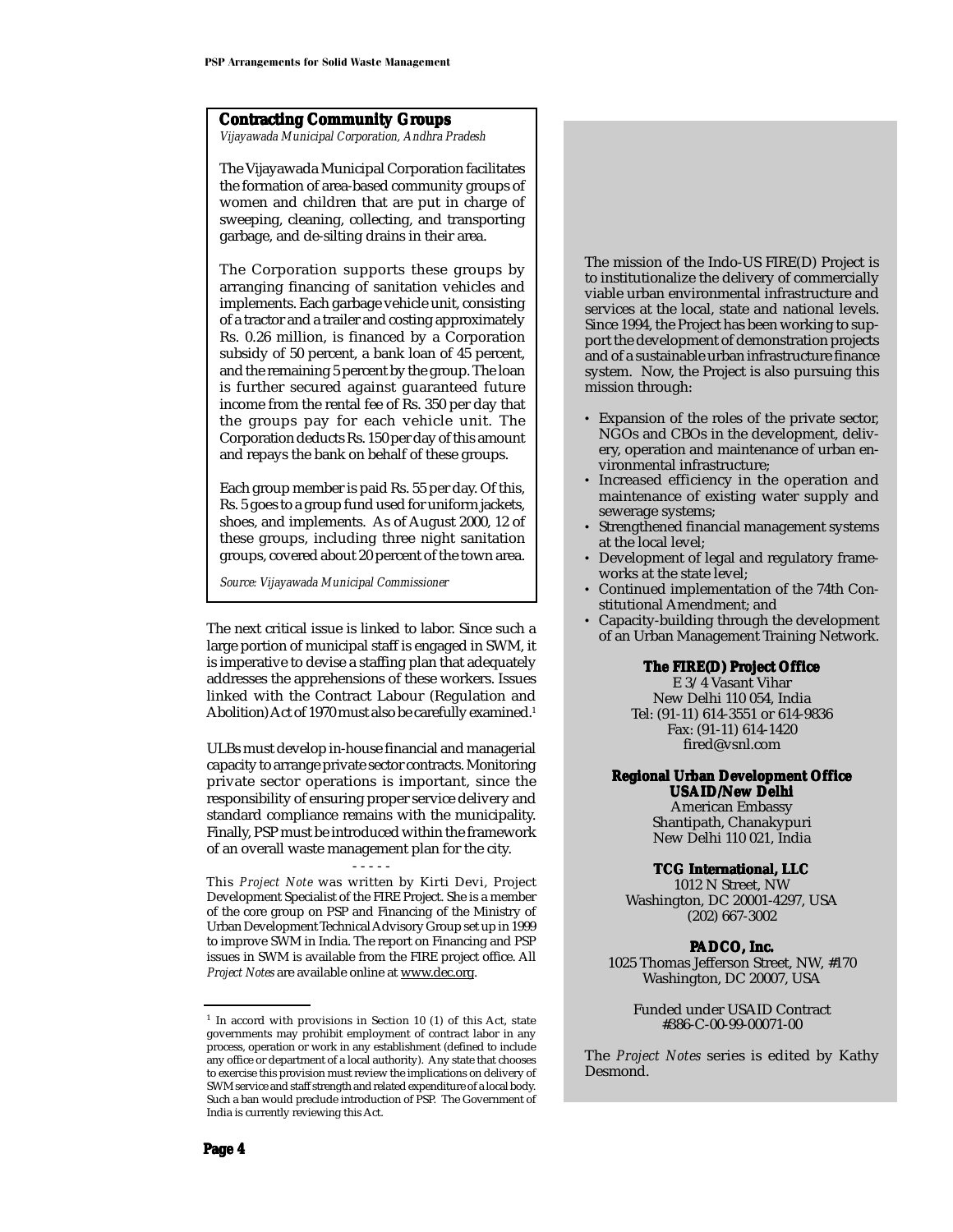### Contracting Community Groups

*Vijayawada Municipal Corporation, Andhra Pradesh*

The Vijayawada Municipal Corporation facilitates the formation of area-based community groups of women and children that are put in charge of sweeping, cleaning, collecting, and transporting garbage, and de-silting drains in their area.

The Corporation supports these groups by arranging financing of sanitation vehicles and implements. Each garbage vehicle unit, consisting of a tractor and a trailer and costing approximately Rs. 0.26 million, is financed by a Corporation subsidy of 50 percent, a bank loan of 45 percent, and the remaining 5 percent by the group. The loan is further secured against guaranteed future income from the rental fee of Rs. 350 per day that the groups pay for each vehicle unit. The Corporation deducts Rs. 150 per day of this amount and repays the bank on behalf of these groups.

Each group member is paid Rs. 55 per day. Of this, Rs. 5 goes to a group fund used for uniform jackets, shoes, and implements. As of August 2000, 12 of these groups, including three night sanitation groups, covered about 20 percent of the town area.

*Source: Vijayawada Municipal Commissioner*

The next critical issue is linked to labor. Since such a large portion of municipal staff is engaged in SWM, it is imperative to devise a staffing plan that adequately addresses the apprehensions of these workers. Issues linked with the Contract Labour (Regulation and Abolition) Act of 1970 must also be carefully examined.[1]

ULBs must develop in-house financial and managerial capacity to arrange private sector contracts. Monitoring private sector operations is important, since the responsibility of ensuring proper service delivery and standard compliance remains with the municipality. Finally, PSP must be introduced within the framework of an overall waste management plan for the city.

\- - - - -

This *Project Note* was written by Kirti Devi, Project Development Specialist of the FIRE Project. She is a member of the core group on PSP and Financing of the Ministry of Urban Development Technical Advisory Group set up in 1999 to improve SWM in India. The report on Financing and PSP issues in SWM is available from the FIRE project office. All *Project Notes* are available online at www.dec.org.

[1] In accord with provisions in Section 10 (1) of this Act, state governments may prohibit employment of contract labor in any process, operation or work in any establishment (defined to include any office or department of a local authority). Any state that chooses to exercise this provision must review the implications on delivery of SWM service and staff strength and related expenditure of a local body. Such a ban would preclude introduction of PSP. The Government of India is currently reviewing this Act.

The mission of the Indo-US FIRE(D) Project is to institutionalize the delivery of commercially viable urban environmental infrastructure and services at the local, state and national levels. Since 1994, the Project has been working to support the development of demonstration projects and of a sustainable urban infrastructure finance system. Now, the Project is also pursuing this mission through:

- Expansion of the roles of the private sector, NGOs and CBOs in the development, delivery, operation and maintenance of urban environmental infrastructure;
- Increased efficiency in the operation and maintenance of existing water supply and sewerage systems;
- Strengthened financial management systems at the local level;
- Development of legal and regulatory frameworks at the state level;
- Continued implementation of the 74th Constitutional Amendment; and
- Capacity-building through the development of an Urban Management Training Network.

**The FIRE(D) Project Office**
E 3/4 Vasant Vihar
New Delhi 110 054, India
Tel: (91-11) 614-3551 or 614-9836
Fax: (91-11) 614-1420
fired@vsnl.com

**Regional Urban Development Office**
**USAID/New Delhi**
American Embassy
Shantipath, Chanakypuri
New Delhi 110 021, India

**TCG International, LLC**
1012 N Street, NW
Washington, DC 20001-4297, USA
(202) 667-3002

**PADCO, Inc.**
1025 Thomas Jefferson Street, NW, #170
Washington, DC 20007, USA

Funded under USAID Contract
#386-C-00-99-00071-00

The *Project Notes* series is edited by Kathy Desmond.